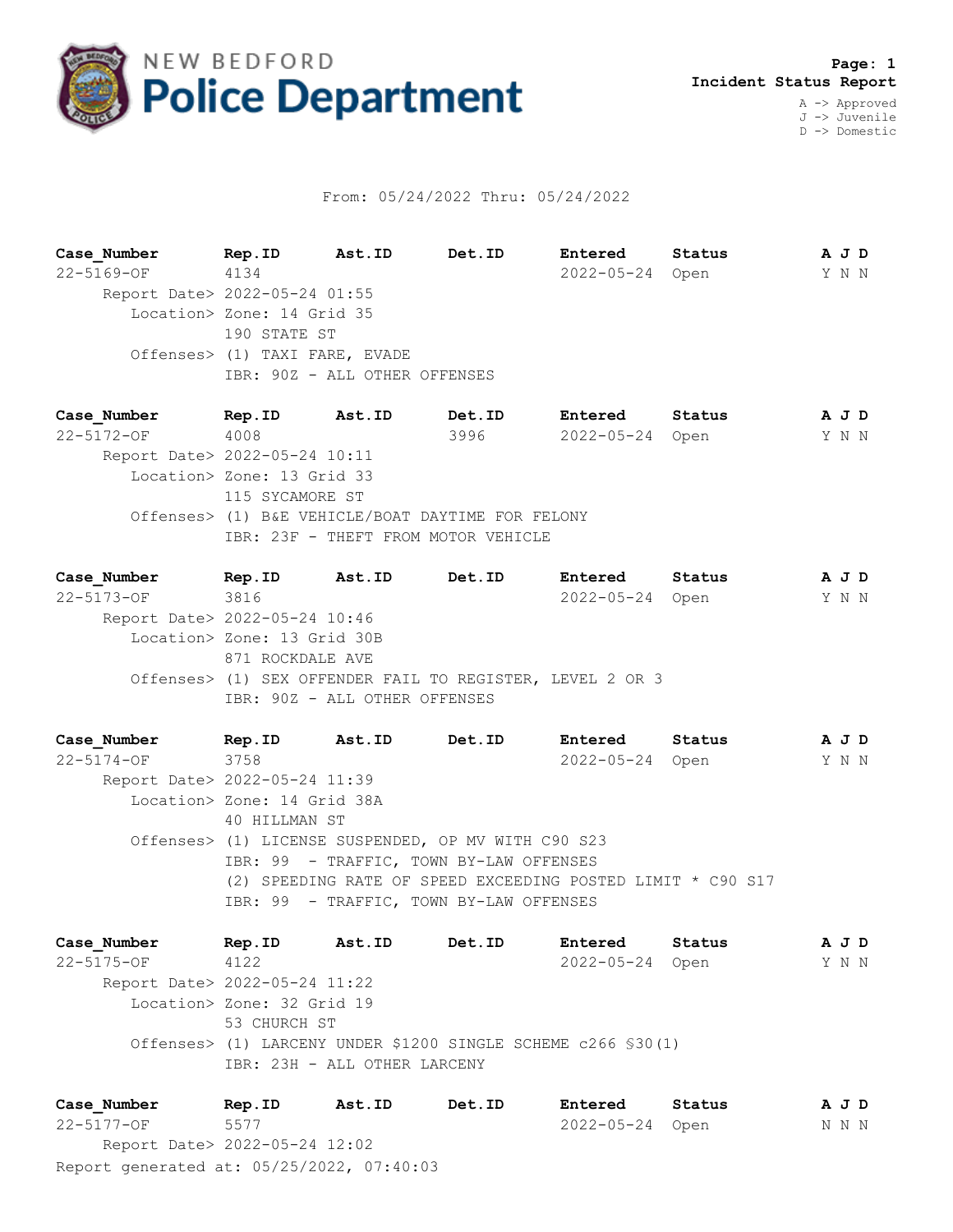# NEW BEDFORD Police Department

**Page: 1**
**Incident Status Report**

A -> Approved
J -> Juvenile
D -> Domestic

From: 05/24/2022 Thru: 05/24/2022

| Case_Number | Rep.ID | Ast.ID | Det.ID | Entered | Status | A J D |
|---|---|---|---|---|---|---|
| 22-5169-OF | 4134 | | | 2022-05-24 | Open | Y N N |

Report Date> 2022-05-24 01:55
Location> Zone: 14 Grid 35
190 STATE ST
Offenses> (1) TAXI FARE, EVADE
IBR: 90Z - ALL OTHER OFFENSES

| Case_Number | Rep.ID | Ast.ID | Det.ID | Entered | Status | A J D |
|---|---|---|---|---|---|---|
| 22-5172-OF | 4008 | | 3996 | 2022-05-24 | Open | Y N N |

Report Date> 2022-05-24 10:11
Location> Zone: 13 Grid 33
115 SYCAMORE ST
Offenses> (1) B&E VEHICLE/BOAT DAYTIME FOR FELONY
IBR: 23F - THEFT FROM MOTOR VEHICLE

| Case_Number | Rep.ID | Ast.ID | Det.ID | Entered | Status | A J D |
|---|---|---|---|---|---|---|
| 22-5173-OF | 3816 | | | 2022-05-24 | Open | Y N N |

Report Date> 2022-05-24 10:46
Location> Zone: 13 Grid 30B
871 ROCKDALE AVE
Offenses> (1) SEX OFFENDER FAIL TO REGISTER, LEVEL 2 OR 3
IBR: 90Z - ALL OTHER OFFENSES

| Case_Number | Rep.ID | Ast.ID | Det.ID | Entered | Status | A J D |
|---|---|---|---|---|---|---|
| 22-5174-OF | 3758 | | | 2022-05-24 | Open | Y N N |

Report Date> 2022-05-24 11:39
Location> Zone: 14 Grid 38A
40 HILLMAN ST
Offenses> (1) LICENSE SUSPENDED, OP MV WITH C90 S23
IBR: 99 - TRAFFIC, TOWN BY-LAW OFFENSES
(2) SPEEDING RATE OF SPEED EXCEEDING POSTED LIMIT * C90 S17
IBR: 99 - TRAFFIC, TOWN BY-LAW OFFENSES

| Case_Number | Rep.ID | Ast.ID | Det.ID | Entered | Status | A J D |
|---|---|---|---|---|---|---|
| 22-5175-OF | 4122 | | | 2022-05-24 | Open | Y N N |

Report Date> 2022-05-24 11:22
Location> Zone: 32 Grid 19
53 CHURCH ST
Offenses> (1) LARCENY UNDER $1200 SINGLE SCHEME c266 §30(1)
IBR: 23H - ALL OTHER LARCENY

| Case_Number | Rep.ID | Ast.ID | Det.ID | Entered | Status | A J D |
|---|---|---|---|---|---|---|
| 22-5177-OF | 5577 | | | 2022-05-24 | Open | N N N |

Report Date> 2022-05-24 12:02

Report generated at: 05/25/2022, 07:40:03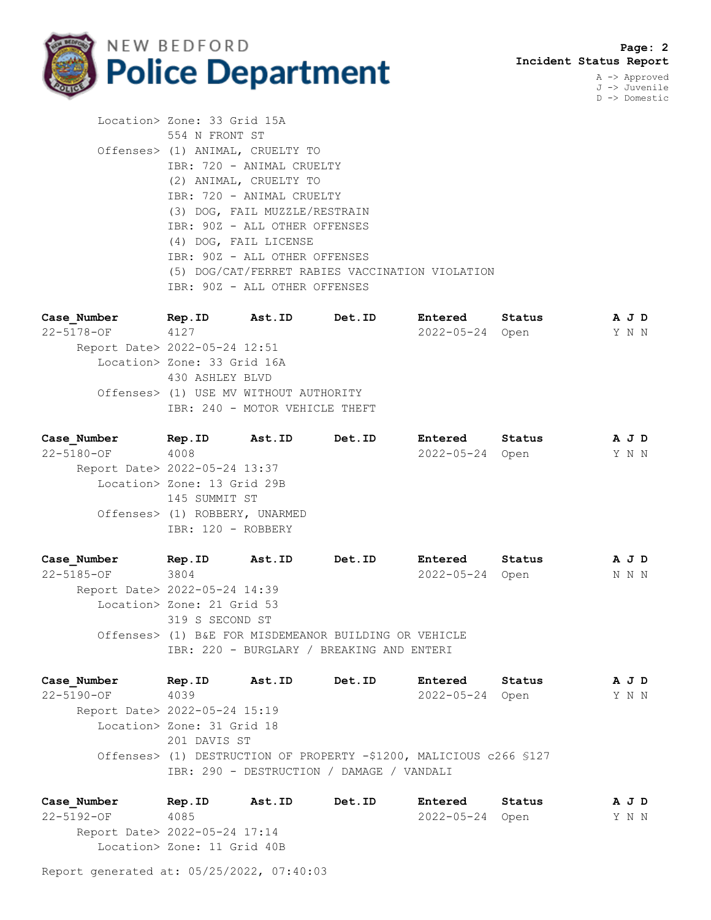**Page: 2**
**Incident Status Report**

A -> Approved
J -> Juvenile
D -> Domestic

Location> Zone: 33 Grid 15A
554 N FRONT ST
Offenses> (1) ANIMAL, CRUELTY TO
IBR: 720 - ANIMAL CRUELTY
(2) ANIMAL, CRUELTY TO
IBR: 720 - ANIMAL CRUELTY
(3) DOG, FAIL MUZZLE/RESTRAIN
IBR: 90Z - ALL OTHER OFFENSES
(4) DOG, FAIL LICENSE
IBR: 90Z - ALL OTHER OFFENSES
(5) DOG/CAT/FERRET RABIES VACCINATION VIOLATION
IBR: 90Z - ALL OTHER OFFENSES

| Case_Number | Rep.ID | Ast.ID | Det.ID | Entered | Status | A J D |
|---|---|---|---|---|---|---|
| 22-5178-OF | 4127 | | | 2022-05-24 | Open | Y N N |

Report Date> 2022-05-24 12:51
Location> Zone: 33 Grid 16A
430 ASHLEY BLVD
Offenses> (1) USE MV WITHOUT AUTHORITY
IBR: 240 - MOTOR VEHICLE THEFT

| Case_Number | Rep.ID | Ast.ID | Det.ID | Entered | Status | A J D |
|---|---|---|---|---|---|---|
| 22-5180-OF | 4008 | | | 2022-05-24 | Open | Y N N |

Report Date> 2022-05-24 13:37
Location> Zone: 13 Grid 29B
145 SUMMIT ST
Offenses> (1) ROBBERY, UNARMED
IBR: 120 - ROBBERY

| Case_Number | Rep.ID | Ast.ID | Det.ID | Entered | Status | A J D |
|---|---|---|---|---|---|---|
| 22-5185-OF | 3804 | | | 2022-05-24 | Open | N N N |

Report Date> 2022-05-24 14:39
Location> Zone: 21 Grid 53
319 S SECOND ST
Offenses> (1) B&E FOR MISDEMEANOR BUILDING OR VEHICLE
IBR: 220 - BURGLARY / BREAKING AND ENTERI

| Case_Number | Rep.ID | Ast.ID | Det.ID | Entered | Status | A J D |
|---|---|---|---|---|---|---|
| 22-5190-OF | 4039 | | | 2022-05-24 | Open | Y N N |

Report Date> 2022-05-24 15:19
Location> Zone: 31 Grid 18
201 DAVIS ST
Offenses> (1) DESTRUCTION OF PROPERTY -$1200, MALICIOUS c266 §127
IBR: 290 - DESTRUCTION / DAMAGE / VANDALI

| Case_Number | Rep.ID | Ast.ID | Det.ID | Entered | Status | A J D |
|---|---|---|---|---|---|---|
| 22-5192-OF | 4085 | | | 2022-05-24 | Open | Y N N |

Report Date> 2022-05-24 17:14
Location> Zone: 11 Grid 40B

Report generated at: 05/25/2022, 07:40:03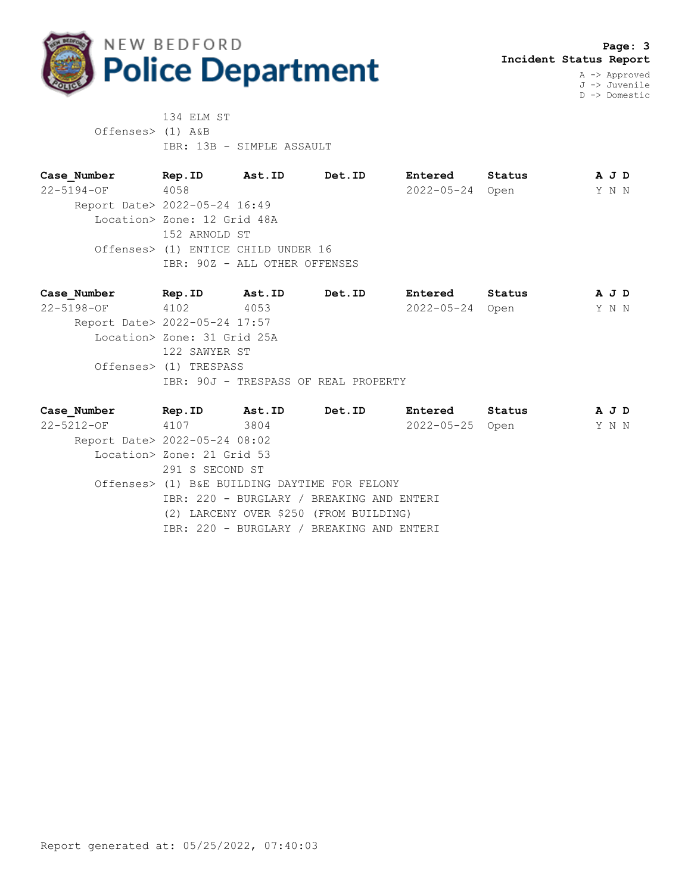**Incident Status Report**

A -> Approved
J -> Juvenile
D -> Domestic

134 ELM ST
Offenses> (1) A&B
IBR: 13B - SIMPLE ASSAULT

| Case_Number | Rep.ID | Ast.ID | Det.ID | Entered | Status | A | J | D |
|---|---|---|---|---|---|---|---|---|
| 22-5194-OF | 4058 | | | 2022-05-24 | Open | Y | N | N |

Report Date> 2022-05-24 16:49
Location> Zone: 12 Grid 48A
152 ARNOLD ST
Offenses> (1) ENTICE CHILD UNDER 16
IBR: 90Z - ALL OTHER OFFENSES

| Case_Number | Rep.ID | Ast.ID | Det.ID | Entered | Status | A | J | D |
|---|---|---|---|---|---|---|---|---|
| 22-5198-OF | 4102 | 4053 | | 2022-05-24 | Open | Y | N | N |

Report Date> 2022-05-24 17:57
Location> Zone: 31 Grid 25A
122 SAWYER ST
Offenses> (1) TRESPASS
IBR: 90J - TRESPASS OF REAL PROPERTY

| Case_Number | Rep.ID | Ast.ID | Det.ID | Entered | Status | A | J | D |
|---|---|---|---|---|---|---|---|---|
| 22-5212-OF | 4107 | 3804 | | 2022-05-25 | Open | Y | N | N |

Report Date> 2022-05-24 08:02
Location> Zone: 21 Grid 53
291 S SECOND ST
Offenses> (1) B&E BUILDING DAYTIME FOR FELONY
IBR: 220 - BURGLARY / BREAKING AND ENTERI
(2) LARCENY OVER $250 (FROM BUILDING)
IBR: 220 - BURGLARY / BREAKING AND ENTERI

Report generated at: 05/25/2022, 07:40:03